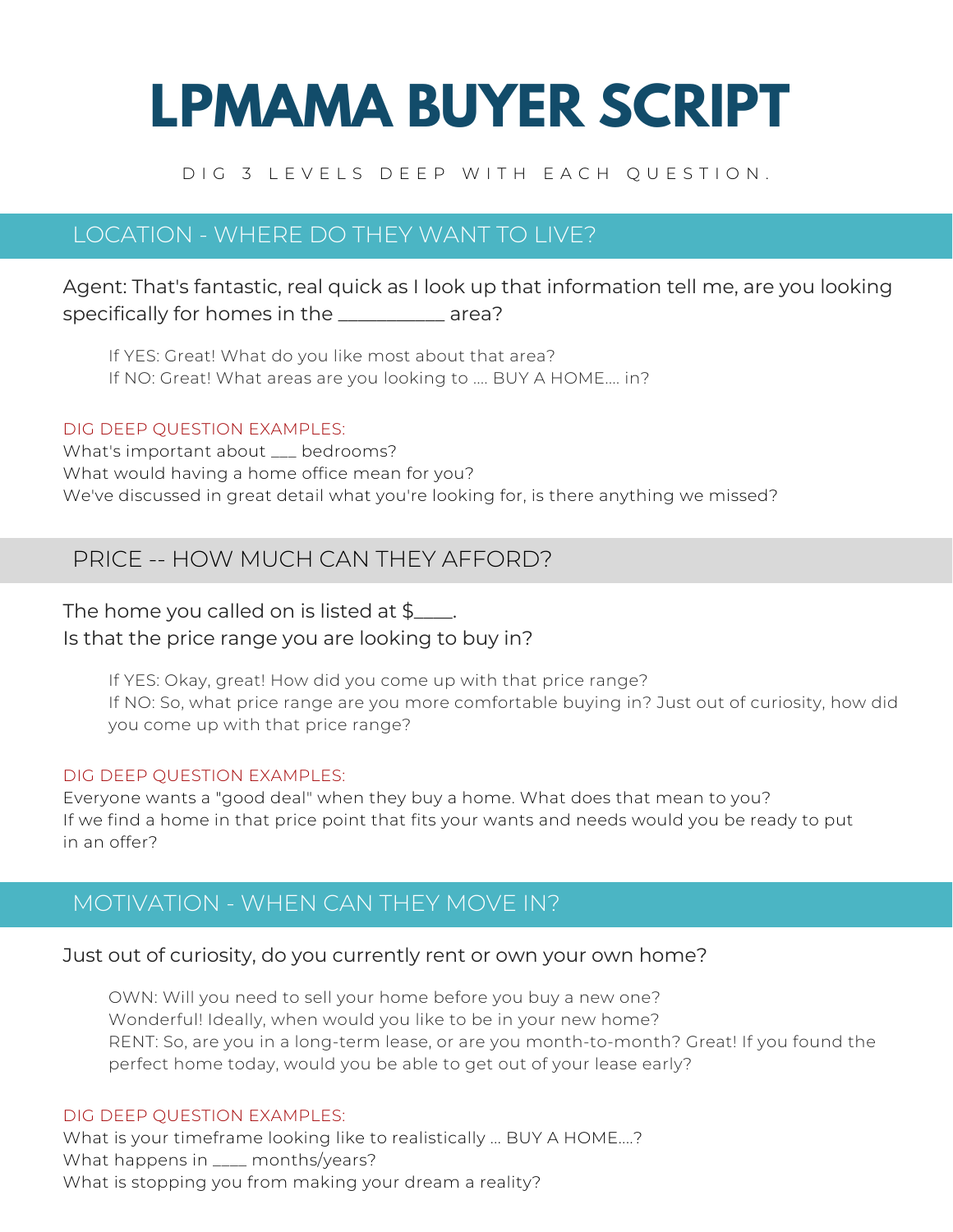# LPMAMA BUYER SCRIPT

DIG 3 LEVELS DEEP WITH EACH QUESTION.

## LOCATION - WHERE DO THEY WANT TO LIVE?

Agent: That's fantastic, real quick as I look up that information tell me, are you looking specifically for homes in the __________ area?

If YES: Great! What do you like most about that area?
If NO: Great! What areas are you looking to .... BUY A HOME.... in?

DIG DEEP QUESTION EXAMPLES:
What's important about ___ bedrooms?
What would having a home office mean for you?
We've discussed in great detail what you're looking for, is there anything we missed?

## PRICE -- HOW MUCH CAN THEY AFFORD?

The home you called on is listed at $____.
Is that the price range you are looking to buy in?

If YES: Okay, great! How did you come up with that price range?
If NO: So, what price range are you more comfortable buying in? Just out of curiosity, how did you come up with that price range?

DIG DEEP QUESTION EXAMPLES:
Everyone wants a "good deal" when they buy a home. What does that mean to you?
If we find a home in that price point that fits your wants and needs would you be ready to put in an offer?

## MOTIVATION - WHEN CAN THEY MOVE IN?

Just out of curiosity, do you currently rent or own your own home?

OWN: Will you need to sell your home before you buy a new one?
Wonderful! Ideally, when would you like to be in your new home?
RENT: So, are you in a long-term lease, or are you month-to-month? Great! If you found the perfect home today, would you be able to get out of your lease early?

DIG DEEP QUESTION EXAMPLES:
What is your timeframe looking like to realistically ... BUY A HOME....?
What happens in ____ months/years?
What is stopping you from making your dream a reality?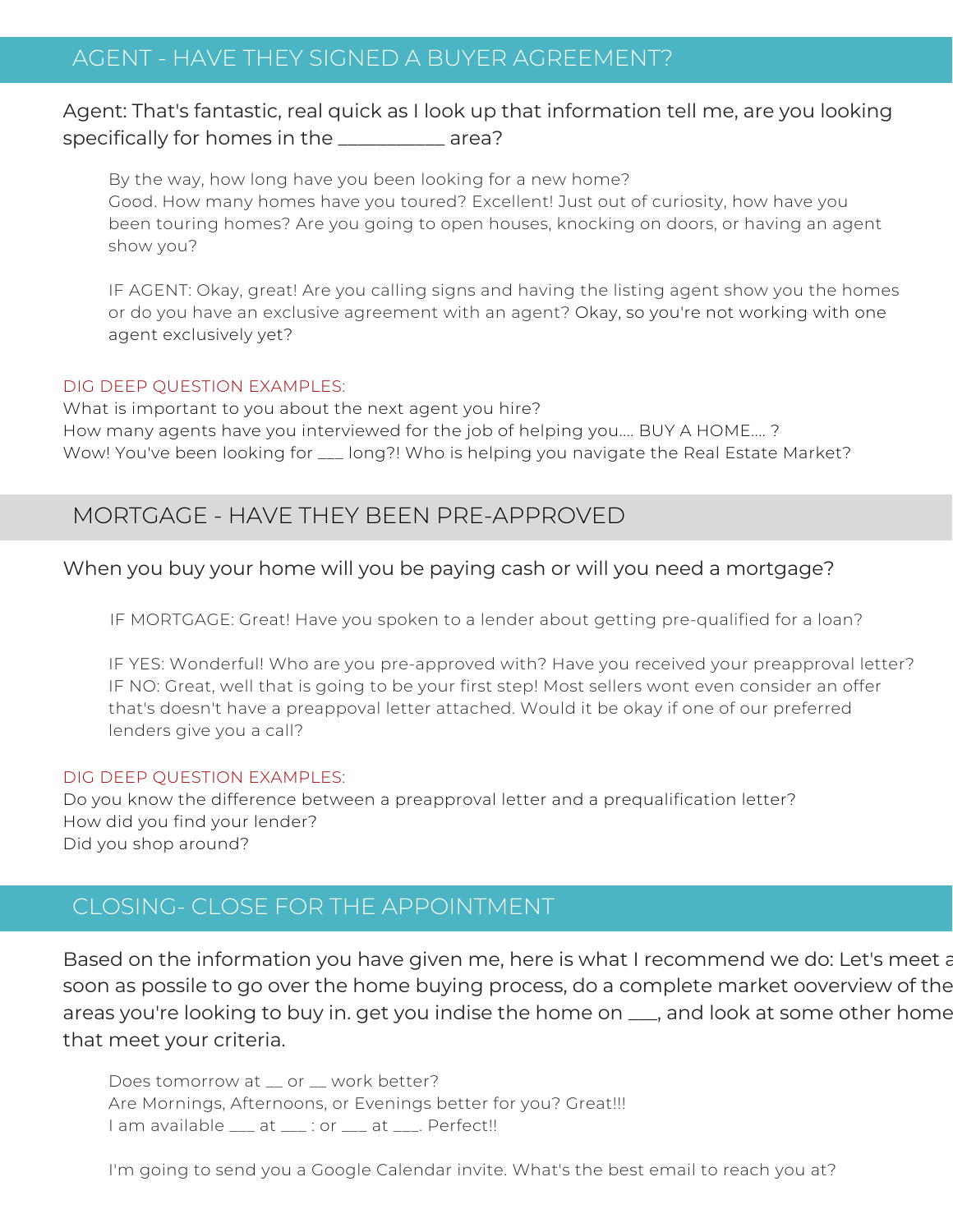## AGENT - HAVE THEY SIGNED A BUYER AGREEMENT?

Agent: That's fantastic, real quick as I look up that information tell me, are you looking specifically for homes in the ___________ area?

> By the way, how long have you been looking for a new home?
> Good. How many homes have you toured? Excellent! Just out of curiosity, how have you been touring homes? Are you going to open houses, knocking on doors, or having an agent show you?
>
> IF AGENT: Okay, great! Are you calling signs and having the listing agent show you the homes or do you have an exclusive agreement with an agent? Okay, so you're not working with one agent exclusively yet?

DIG DEEP QUESTION EXAMPLES:
What is important to you about the next agent you hire?
How many agents have you interviewed for the job of helping you.... BUY A HOME.... ?
Wow! You've been looking for ___ long?! Who is helping you navigate the Real Estate Market?

## MORTGAGE - HAVE THEY BEEN PRE-APPROVED

When you buy your home will you be paying cash or will you need a mortgage?

> IF MORTGAGE: Great! Have you spoken to a lender about getting pre-qualified for a loan?
>
> IF YES: Wonderful! Who are you pre-approved with? Have you received your preapproval letter?
> IF NO: Great, well that is going to be your first step! Most sellers wont even consider an offer that's doesn't have a preappoval letter attached. Would it be okay if one of our preferred lenders give you a call?

DIG DEEP QUESTION EXAMPLES:
Do you know the difference between a preapproval letter and a prequalification letter?
How did you find your lender?
Did you shop around?

## CLOSING- CLOSE FOR THE APPOINTMENT

Based on the information you have given me, here is what I recommend we do: Let's meet a soon as possile to go over the home buying process, do a complete market ooverview of the areas you're looking to buy in. get you indise the home on ___, and look at some other home that meet your criteria.

> Does tomorrow at __ or __ work better?
> Are Mornings, Afternoons, or Evenings better for you? Great!!!
> I am available ___ at ___ : or ___ at ___. Perfect!!
>
> I'm going to send you a Google Calendar invite. What's the best email to reach you at?